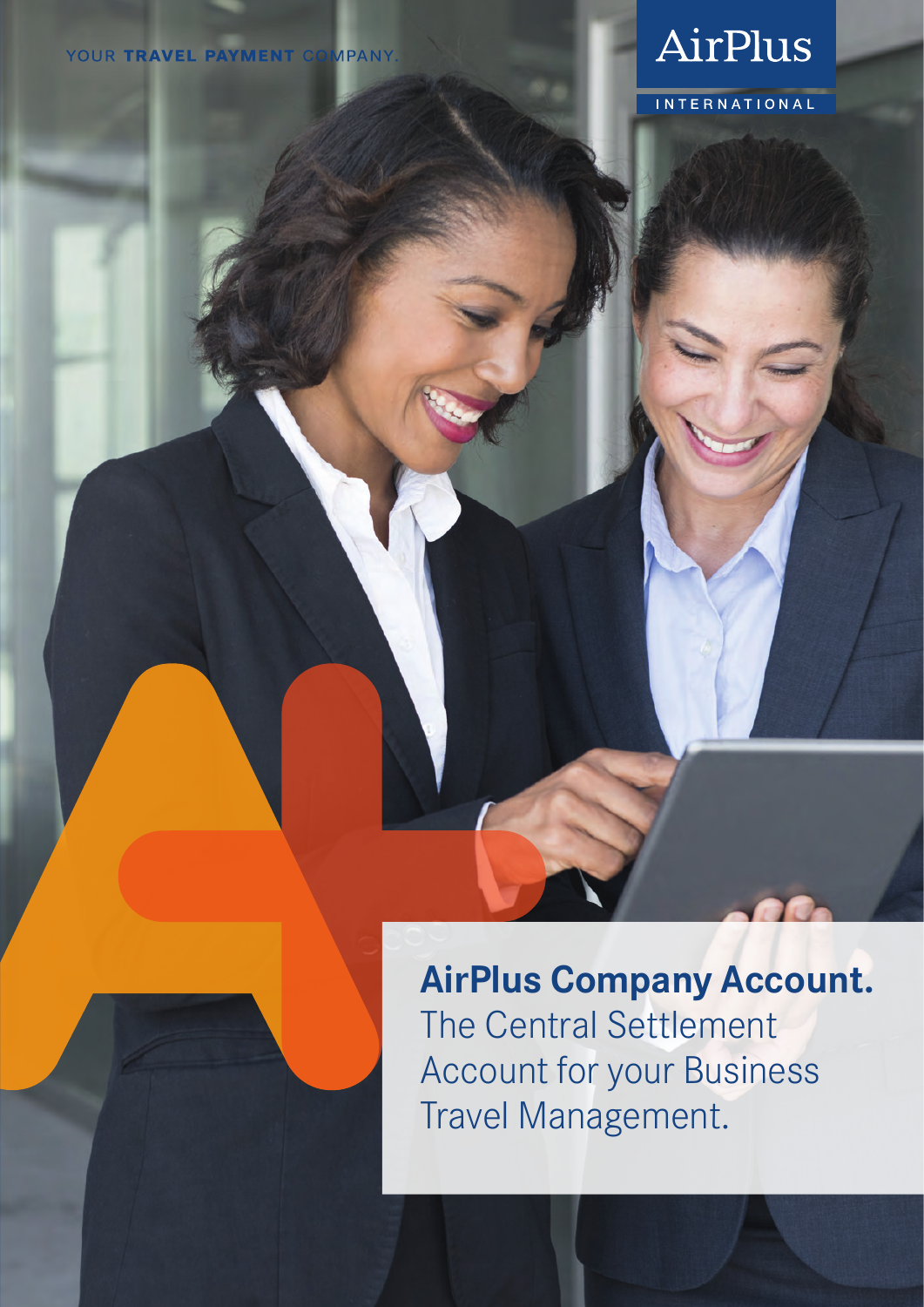YOUR **TRAVEL PAYMENT** COMPANY.

AirPlus
INTERNATIONAL

# AirPlus Company Account.

The Central Settlement Account for your Business Travel Management.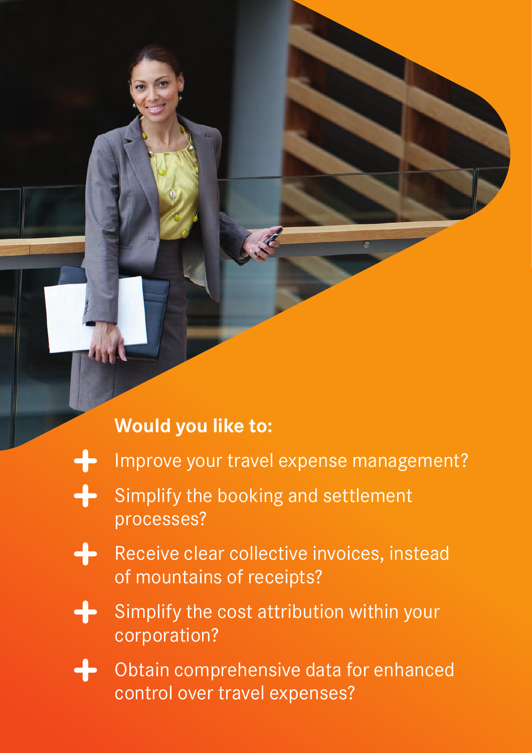**Would you like to:**

- Improve your travel expense management?
- Simplify the booking and settlement processes?
- Receive clear collective invoices, instead of mountains of receipts?
- Simplify the cost attribution within your corporation?
- Obtain comprehensive data for enhanced control over travel expenses?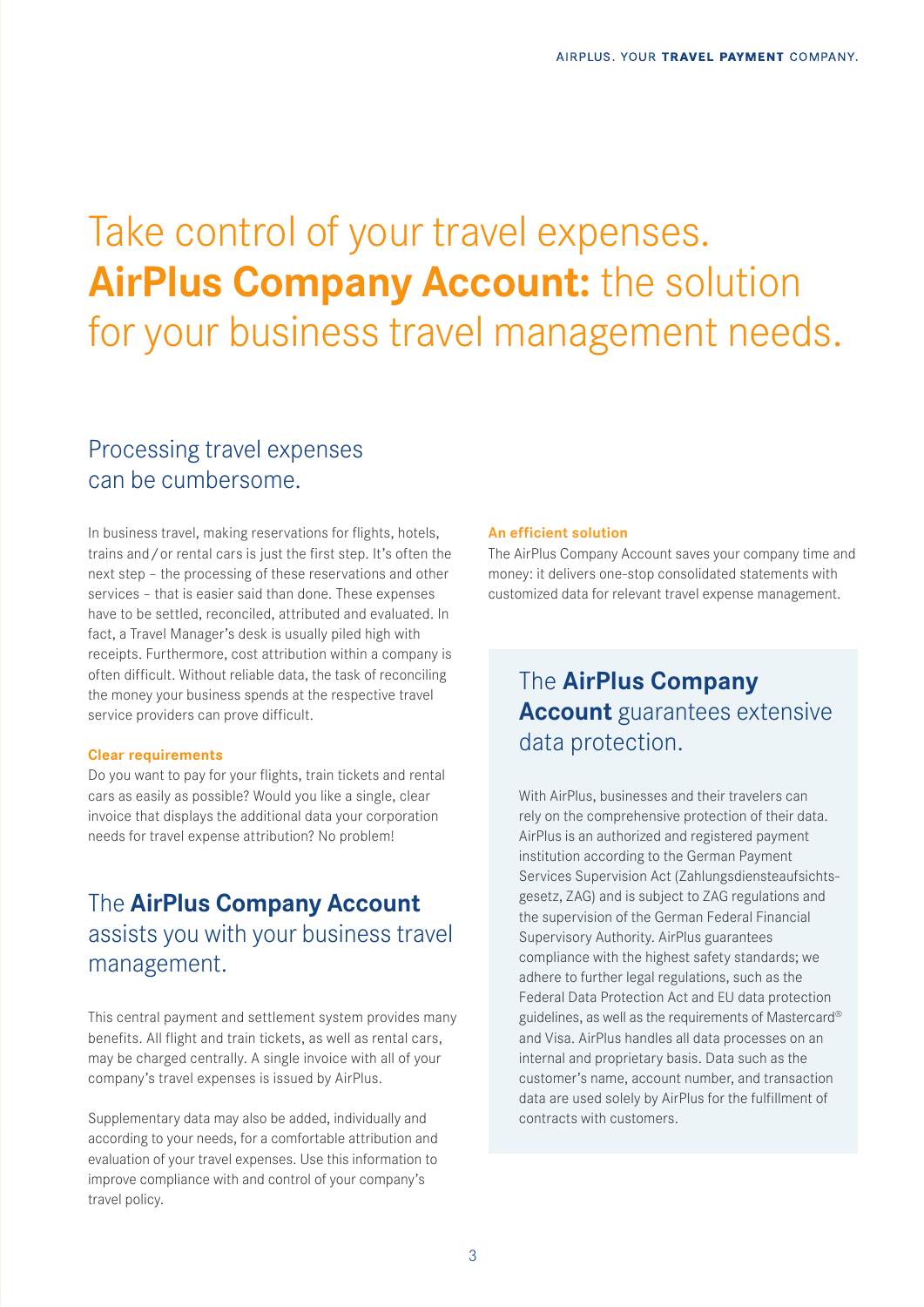# Take control of your travel expenses. **AirPlus Company Account:** the solution for your business travel management needs.

## Processing travel expenses can be cumbersome.

In business travel, making reservations for flights, hotels, trains and / or rental cars is just the first step. It's often the next step – the processing of these reservations and other services – that is easier said than done. These expenses have to be settled, reconciled, attributed and evaluated. In fact, a Travel Manager's desk is usually piled high with receipts. Furthermore, cost attribution within a company is often difficult. Without reliable data, the task of reconciling the money your business spends at the respective travel service providers can prove difficult.

**Clear requirements**

Do you want to pay for your flights, train tickets and rental cars as easily as possible? Would you like a single, clear invoice that displays the additional data your corporation needs for travel expense attribution? No problem!

## The **AirPlus Company Account** assists you with your business travel management.

This central payment and settlement system provides many benefits. All flight and train tickets, as well as rental cars, may be charged centrally. A single invoice with all of your company's travel expenses is issued by AirPlus.

Supplementary data may also be added, individually and according to your needs, for a comfortable attribution and evaluation of your travel expenses. Use this information to improve compliance with and control of your company's travel policy.

**An efficient solution**

The AirPlus Company Account saves your company time and money: it delivers one-stop consolidated statements with customized data for relevant travel expense management.

## The **AirPlus Company Account** guarantees extensive data protection.

With AirPlus, businesses and their travelers can rely on the comprehensive protection of their data. AirPlus is an authorized and registered payment institution according to the German Payment Services Supervision Act (Zahlungsdiensteaufsichtsgesetz, ZAG) and is subject to ZAG regulations and the supervision of the German Federal Financial Supervisory Authority. AirPlus guarantees compliance with the highest safety standards; we adhere to further legal regulations, such as the Federal Data Protection Act and EU data protection guidelines, as well as the requirements of Mastercard® and Visa. AirPlus handles all data processes on an internal and proprietary basis. Data such as the customer's name, account number, and transaction data are used solely by AirPlus for the fulfillment of contracts with customers.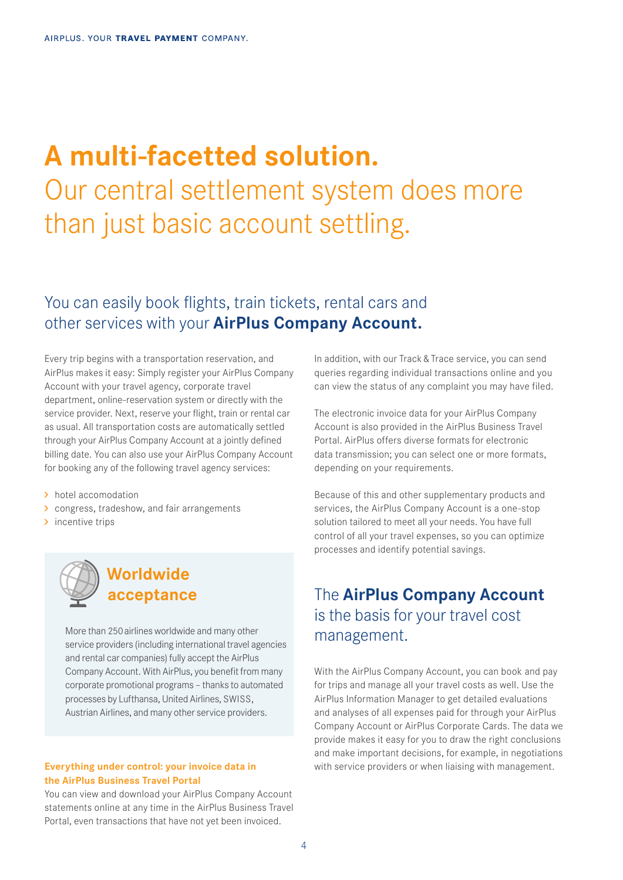# **A multi-facetted solution.** Our central settlement system does more than just basic account settling.

## You can easily book flights, train tickets, rental cars and other services with your **AirPlus Company Account.**

Every trip begins with a transportation reservation, and AirPlus makes it easy: Simply register your AirPlus Company Account with your travel agency, corporate travel department, online-reservation system or directly with the service provider. Next, reserve your flight, train or rental car as usual. All transportation costs are automatically settled through your AirPlus Company Account at a jointly defined billing date. You can also use your AirPlus Company Account for booking any of the following travel agency services:

- hotel accomodation
- congress, tradeshow, and fair arrangements
- incentive trips

### Worldwide acceptance

More than 250 airlines worldwide and many other service providers (including international travel agencies and rental car companies) fully accept the AirPlus Company Account. With AirPlus, you benefit from many corporate promotional programs – thanks to automated processes by Lufthansa, United Airlines, SWISS, Austrian Airlines, and many other service providers.

**Everything under control: your invoice data in the AirPlus Business Travel Portal**

You can view and download your AirPlus Company Account statements online at any time in the AirPlus Business Travel Portal, even transactions that have not yet been invoiced.

In addition, with our Track & Trace service, you can send queries regarding individual transactions online and you can view the status of any complaint you may have filed.

The electronic invoice data for your AirPlus Company Account is also provided in the AirPlus Business Travel Portal. AirPlus offers diverse formats for electronic data transmission; you can select one or more formats, depending on your requirements.

Because of this and other supplementary products and services, the AirPlus Company Account is a one-stop solution tailored to meet all your needs. You have full control of all your travel expenses, so you can optimize processes and identify potential savings.

## The **AirPlus Company Account** is the basis for your travel cost management.

With the AirPlus Company Account, you can book and pay for trips and manage all your travel costs as well. Use the AirPlus Information Manager to get detailed evaluations and analyses of all expenses paid for through your AirPlus Company Account or AirPlus Corporate Cards. The data we provide makes it easy for you to draw the right conclusions and make important decisions, for example, in negotiations with service providers or when liaising with management.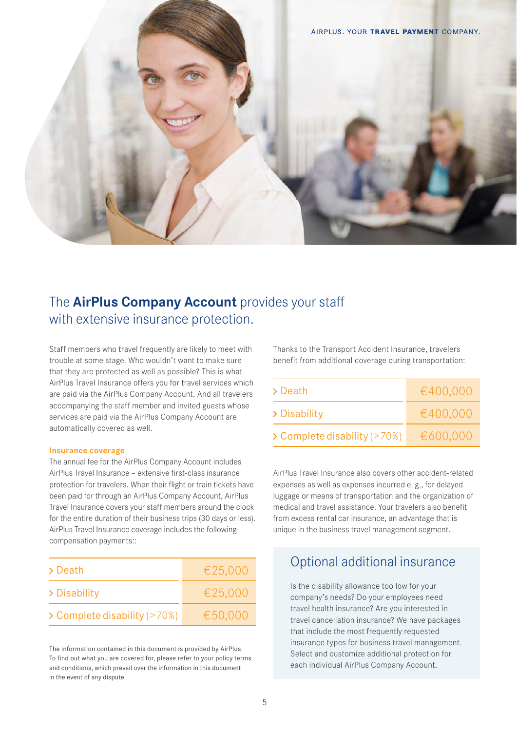## The **AirPlus Company Account** provides your staff with extensive insurance protection.

Staff members who travel frequently are likely to meet with trouble at some stage. Who wouldn't want to make sure that they are protected as well as possible? This is what AirPlus Travel Insurance offers you for travel services which are paid via the AirPlus Company Account. And all travelers accompanying the staff member and invited guests whose services are paid via the AirPlus Company Account are automatically covered as well.

**Insurance coverage**

The annual fee for the AirPlus Company Account includes AirPlus Travel Insurance – extensive first-class insurance protection for travelers. When their flight or train tickets have been paid for through an AirPlus Company Account, AirPlus Travel Insurance covers your staff members around the clock for the entire duration of their business trips (30 days or less). AirPlus Travel Insurance coverage includes the following compensation payments::

| | |
|---|---|
| › Death | €25,000 |
| › Disability | €25,000 |
| › Complete disability (>70%) | €50,000 |

The information contained in this document is provided by AirPlus. To find out what you are covered for, please refer to your policy terms and conditions, which prevail over the information in this document in the event of any dispute.

Thanks to the Transport Accident Insurance, travelers benefit from additional coverage during transportation:

| | |
|---|---|
| › Death | €400,000 |
| › Disability | €400,000 |
| › Complete disability (>70%) | €600,000 |

AirPlus Travel Insurance also covers other accident-related expenses as well as expenses incurred e. g., for delayed luggage or means of transportation and the organization of medical and travel assistance. Your travelers also benefit from excess rental car insurance, an advantage that is unique in the business travel management segment.

### Optional additional insurance

Is the disability allowance too low for your company's needs? Do your employees need travel health insurance? Are you interested in travel cancellation insurance? We have packages that include the most frequently requested insurance types for business travel management. Select and customize additional protection for each individual AirPlus Company Account.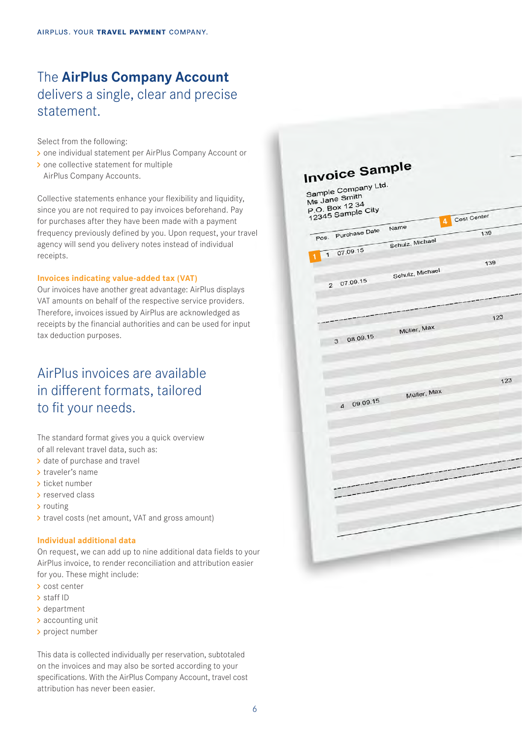# The **AirPlus Company Account** delivers a single, clear and precise statement.

Select from the following:

- one individual statement per AirPlus Company Account or
- one collective statement for multiple AirPlus Company Accounts.

Collective statements enhance your flexibility and liquidity, since you are not required to pay invoices beforehand. Pay for purchases after they have been made with a payment frequency previously defined by you. Upon request, your travel agency will send you delivery notes instead of individual receipts.

### Invoices indicating value-added tax (VAT)

Our invoices have another great advantage: AirPlus displays VAT amounts on behalf of the respective service providers. Therefore, invoices issued by AirPlus are acknowledged as receipts by the financial authorities and can be used for input tax deduction purposes.

# AirPlus invoices are available in different formats, tailored to fit your needs.

The standard format gives you a quick overview of all relevant travel data, such as:

- date of purchase and travel
- traveler's name
- ticket number
- reserved class
- routing
- travel costs (net amount, VAT and gross amount)

### Individual additional data

On request, we can add up to nine additional data fields to your AirPlus invoice, to render reconciliation and attribution easier for you. These might include:

- cost center
- staff ID
- department
- accounting unit
- project number

This data is collected individually per reservation, subtotaled on the invoices and may also be sorted according to your specifications. With the AirPlus Company Account, travel cost attribution has never been easier.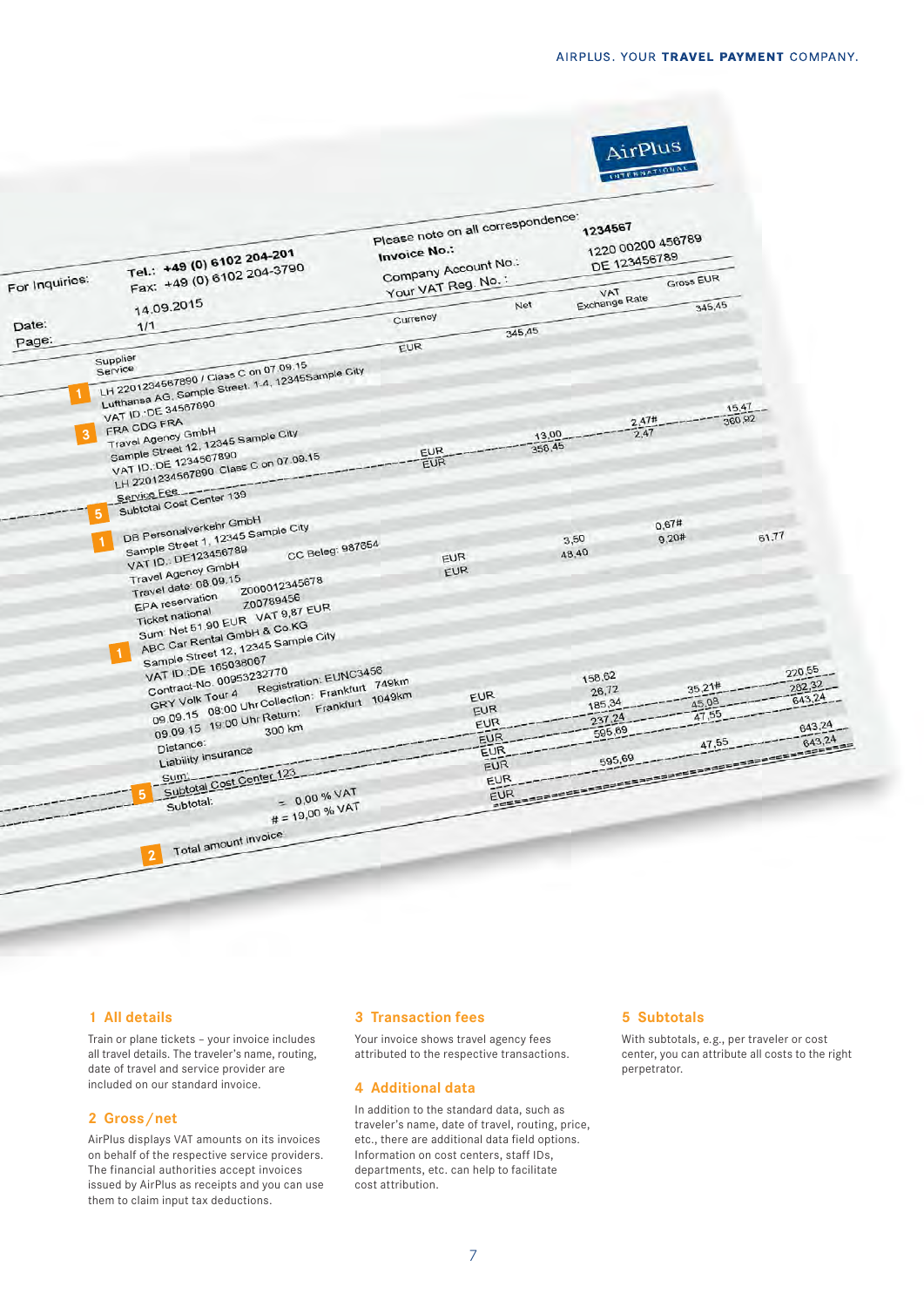For Inquiries: Tel.: +49 (0) 6102 204-201
Fax: +49 (0) 6102 204-3790

Date: 14.09.2015
Page: 1/1

Please note on all correspondence:
Invoice No.: 1234567
Company Account No.: 1220 00200 456789
Your VAT Reg. No.: DE 123456789

| Supplier / Service | Currency | Net | VAT / Exchange Rate | Gross EUR |
|---|---|---|---|---|
| **1** LH 2201234567890 / Class C on 07.09.15 | EUR | 345,45 | | 345,45 |
| Lufthansa AG, Sample Street 1-4, 12345 Sample City | | | | |
| VAT ID: DE 34567890 | | | | |
| FRA CDG FRA | | | | |
| **3** Travel Agency GmbH | EUR | 13,00 | 2,47# | 15,47 |
| Sample Street 12, 12345 Sample City | EUR | 358,45 | 2,47 | 360,92 |
| VAT ID: DE 1234567890 | | | | |
| LH 2201234567890 Class C on 07.09.15 | | | | |
| Service Fee | | | | |
| **5** Subtotal Cost Center 139 | | | | |
| **1** DB Personalverkehr GmbH | EUR | 3,50 | 0,67# | |
| Sample Street 1, 12345 Sample City | EUR | 48,40 | 9,20# | 61,77 |
| VAT ID: DE123456789 CC Beleg: 987654 | | | | |
| Travel Agency GmbH | | | | |
| Travel date: 08.09.15 | | | | |
| EPA reservation Z000012345678 | | | | |
| Ticket national Z00789456 | | | | |
| Sum: Net 51,90 EUR VAT 9,87 EUR | | | | |
| **1** ABC Car Rental GmbH & Co.KG | | | | |
| Sample Street 12, 12345 Sample City | | | | |
| VAT ID: DE 165038067 | | | | |
| Contract-No. 00953232770 Registration: EUNC3456 | EUR | 158,62 | | 220,55 |
| GRY Volk Tour 4 Collection: Frankfurt 749km | EUR | 26,72 | 35,21# | 282,32 |
| 09.09.15 08:00 Uhr Return: Frankfurt 1049km | EUR | 185,34 | 45,08 | 643,24 |
| 09.09.15 19:00 Uhr | EUR | 237,24 | 47,55 | |
| Distance: 300 km | EUR | 595,69 | | 643,24 |
| Liability insurance | EUR | | 47,55 | 643,24 |
| Sum: | EUR | 595,69 | | |
| **5** Subtotal Cost Center 123 | EUR | | | |
| Subtotal: = 0,00 % VAT | EUR | | | |
| # = 19,00 % VAT | | | | |
| **2** Total amount invoice | | | | |

### 1 All details

Train or plane tickets – your invoice includes all travel details. The traveler's name, routing, date of travel and service provider are included on our standard invoice.

### 2 Gross/net

AirPlus displays VAT amounts on its invoices on behalf of the respective service providers. The financial authorities accept invoices issued by AirPlus as receipts and you can use them to claim input tax deductions.

### 3 Transaction fees

Your invoice shows travel agency fees attributed to the respective transactions.

### 4 Additional data

In addition to the standard data, such as traveler's name, date of travel, routing, price, etc., there are additional data field options. Information on cost centers, staff IDs, departments, etc. can help to facilitate cost attribution.

### 5 Subtotals

With subtotals, e.g., per traveler or cost center, you can attribute all costs to the right perpetrator.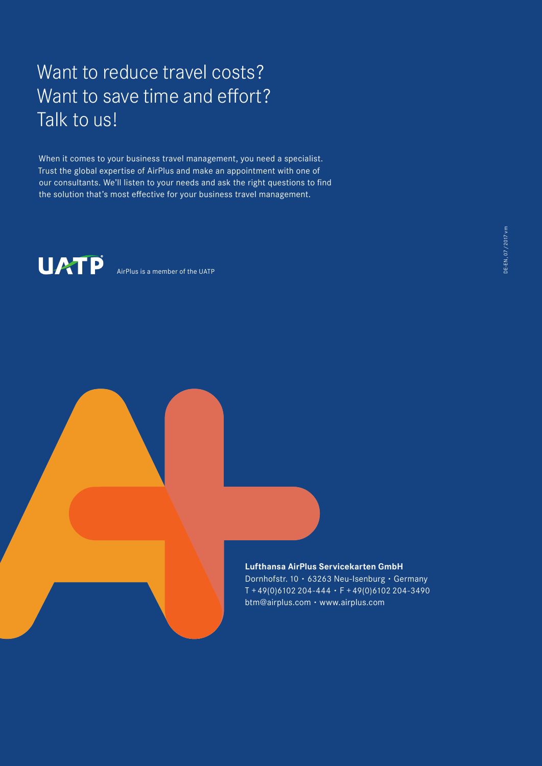# Want to reduce travel costs?
# Want to save time and effort?
# Talk to us!

When it comes to your business travel management, you need a specialist. Trust the global expertise of AirPlus and make an appointment with one of our consultants. We'll listen to your needs and ask the right questions to find the solution that's most effective for your business travel management.

UATP

AirPlus is a member of the UATP

DE-EN, 07 / 2017 vm

**Lufthansa AirPlus Servicekarten GmbH**
Dornhofstr. 10 • 63263 Neu-Isenburg • Germany
T + 49(0)6102 204-444 • F + 49(0)6102 204-3490
btm@airplus.com • www.airplus.com